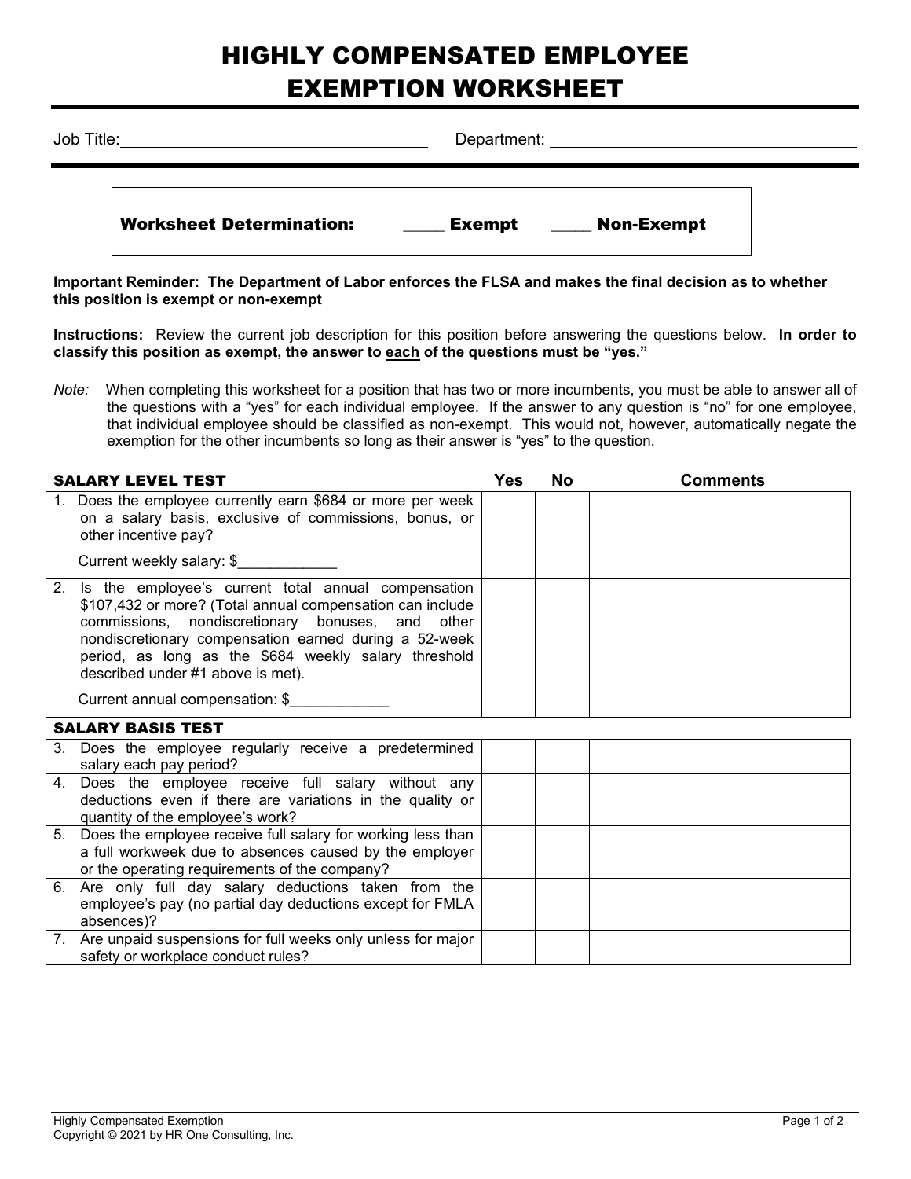# HIGHLY COMPENSATED EMPLOYEE EXEMPTION WORKSHEET

Job Title: ______________________________ Department: ______________________________

**Worksheet Determination:** ____ **Exempt** ____ **Non-Exempt**

**Important Reminder: The Department of Labor enforces the FLSA and makes the final decision as to whether this position is exempt or non-exempt**

**Instructions:** Review the current job description for this position before answering the questions below. **In order to classify this position as exempt, the answer to each of the questions must be "yes."**

*Note:* When completing this worksheet for a position that has two or more incumbents, you must be able to answer all of the questions with a "yes" for each individual employee. If the answer to any question is "no" for one employee, that individual employee should be classified as non-exempt. This would not, however, automatically negate the exemption for the other incumbents so long as their answer is "yes" to the question.

| SALARY LEVEL TEST | Yes | No | Comments |
|---|---|---|---|
| 1. Does the employee currently earn $684 or more per week on a salary basis, exclusive of commissions, bonus, or other incentive pay?<br>Current weekly salary: $____________ | | | |
| 2. Is the employee's current total annual compensation $107,432 or more? (Total annual compensation can include commissions, nondiscretionary bonuses, and other nondiscretionary compensation earned during a 52-week period, as long as the $684 weekly salary threshold described under #1 above is met).<br>Current annual compensation: $____________ | | | |
| **SALARY BASIS TEST** | | | |
| 3. Does the employee regularly receive a predetermined salary each pay period? | | | |
| 4. Does the employee receive full salary without any deductions even if there are variations in the quality or quantity of the employee's work? | | | |
| 5. Does the employee receive full salary for working less than a full workweek due to absences caused by the employer or the operating requirements of the company? | | | |
| 6. Are only full day salary deductions taken from the employee's pay (no partial day deductions except for FMLA absences)? | | | |
| 7. Are unpaid suspensions for full weeks only unless for major safety or workplace conduct rules? | | | |

Highly Compensated Exemption
Copyright © 2021 by HR One Consulting, Inc.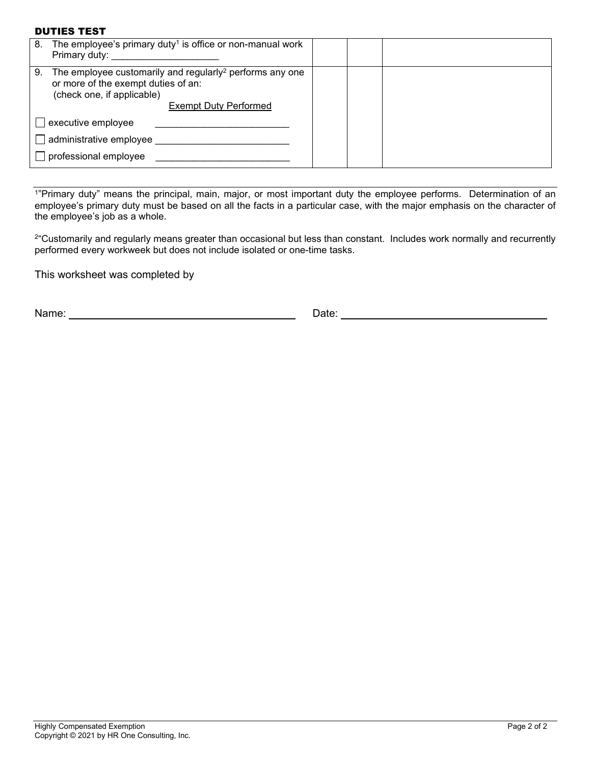## DUTIES TEST

| | | | |
|---|---|---|---|
| 8. The employee's primary duty[1] is office or non-manual work<br>Primary duty: ____________________ | | | |
| 9. The employee customarily and regularly[2] performs any one or more of the exempt duties of an:<br>(check one, if applicable)<br>Exempt Duty Performed<br>☐ executive employee _________________________<br>☐ administrative employee _________________________<br>☐ professional employee _________________________ | | | |

[1]"Primary duty" means the principal, main, major, or most important duty the employee performs. Determination of an employee's primary duty must be based on all the facts in a particular case, with the major emphasis on the character of the employee's job as a whole.

[2]"Customarily and regularly means greater than occasional but less than constant. Includes work normally and recurrently performed every workweek but does not include isolated or one-time tasks.

This worksheet was completed by

Name: ________________________________________ Date: ____________________________________

Highly Compensated Exemption
Copyright © 2021 by HR One Consulting, Inc.